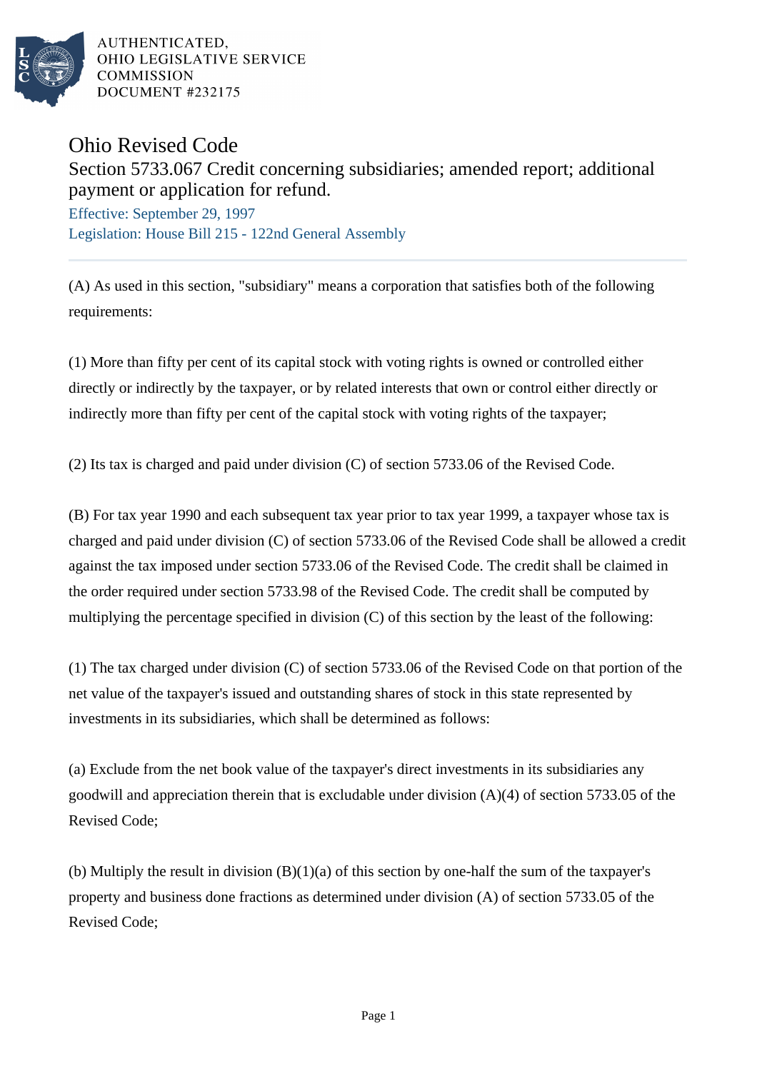AUTHENTICATED,
OHIO LEGISLATIVE SERVICE
COMMISSION
DOCUMENT #232175

# Ohio Revised Code

## Section 5733.067 Credit concerning subsidiaries; amended report; additional payment or application for refund.

Effective: September 29, 1997

Legislation: House Bill 215 - 122nd General Assembly

---

(A) As used in this section, "subsidiary" means a corporation that satisfies both of the following requirements:

(1) More than fifty per cent of its capital stock with voting rights is owned or controlled either directly or indirectly by the taxpayer, or by related interests that own or control either directly or indirectly more than fifty per cent of the capital stock with voting rights of the taxpayer;

(2) Its tax is charged and paid under division (C) of section 5733.06 of the Revised Code.

(B) For tax year 1990 and each subsequent tax year prior to tax year 1999, a taxpayer whose tax is charged and paid under division (C) of section 5733.06 of the Revised Code shall be allowed a credit against the tax imposed under section 5733.06 of the Revised Code. The credit shall be claimed in the order required under section 5733.98 of the Revised Code. The credit shall be computed by multiplying the percentage specified in division (C) of this section by the least of the following:

(1) The tax charged under division (C) of section 5733.06 of the Revised Code on that portion of the net value of the taxpayer's issued and outstanding shares of stock in this state represented by investments in its subsidiaries, which shall be determined as follows:

(a) Exclude from the net book value of the taxpayer's direct investments in its subsidiaries any goodwill and appreciation therein that is excludable under division (A)(4) of section 5733.05 of the Revised Code;

(b) Multiply the result in division (B)(1)(a) of this section by one-half the sum of the taxpayer's property and business done fractions as determined under division (A) of section 5733.05 of the Revised Code;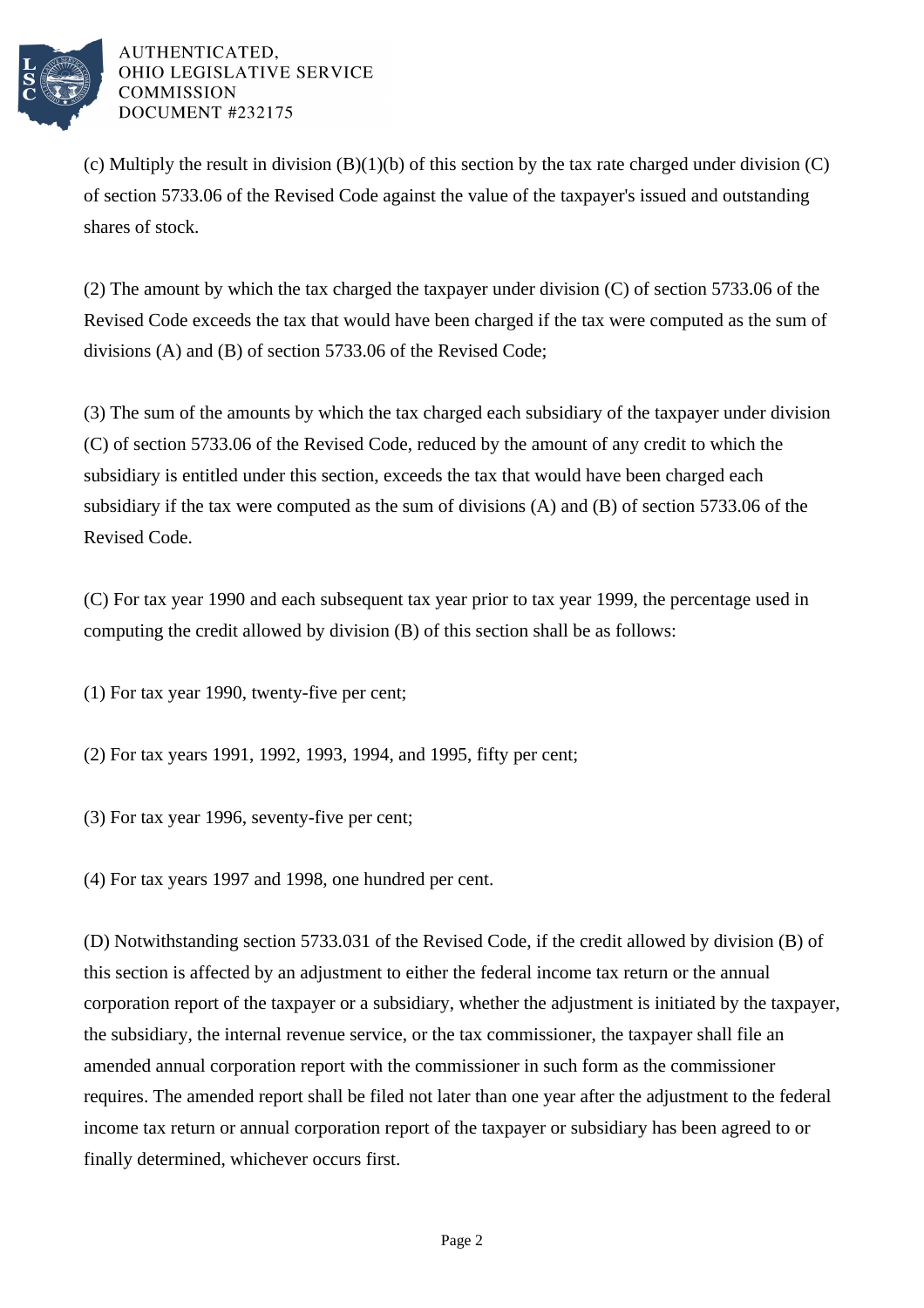(c) Multiply the result in division (B)(1)(b) of this section by the tax rate charged under division (C) of section 5733.06 of the Revised Code against the value of the taxpayer's issued and outstanding shares of stock.

(2) The amount by which the tax charged the taxpayer under division (C) of section 5733.06 of the Revised Code exceeds the tax that would have been charged if the tax were computed as the sum of divisions (A) and (B) of section 5733.06 of the Revised Code;

(3) The sum of the amounts by which the tax charged each subsidiary of the taxpayer under division (C) of section 5733.06 of the Revised Code, reduced by the amount of any credit to which the subsidiary is entitled under this section, exceeds the tax that would have been charged each subsidiary if the tax were computed as the sum of divisions (A) and (B) of section 5733.06 of the Revised Code.

(C) For tax year 1990 and each subsequent tax year prior to tax year 1999, the percentage used in computing the credit allowed by division (B) of this section shall be as follows:

(1) For tax year 1990, twenty-five per cent;

(2) For tax years 1991, 1992, 1993, 1994, and 1995, fifty per cent;

(3) For tax year 1996, seventy-five per cent;

(4) For tax years 1997 and 1998, one hundred per cent.

(D) Notwithstanding section 5733.031 of the Revised Code, if the credit allowed by division (B) of this section is affected by an adjustment to either the federal income tax return or the annual corporation report of the taxpayer or a subsidiary, whether the adjustment is initiated by the taxpayer, the subsidiary, the internal revenue service, or the tax commissioner, the taxpayer shall file an amended annual corporation report with the commissioner in such form as the commissioner requires. The amended report shall be filed not later than one year after the adjustment to the federal income tax return or annual corporation report of the taxpayer or subsidiary has been agreed to or finally determined, whichever occurs first.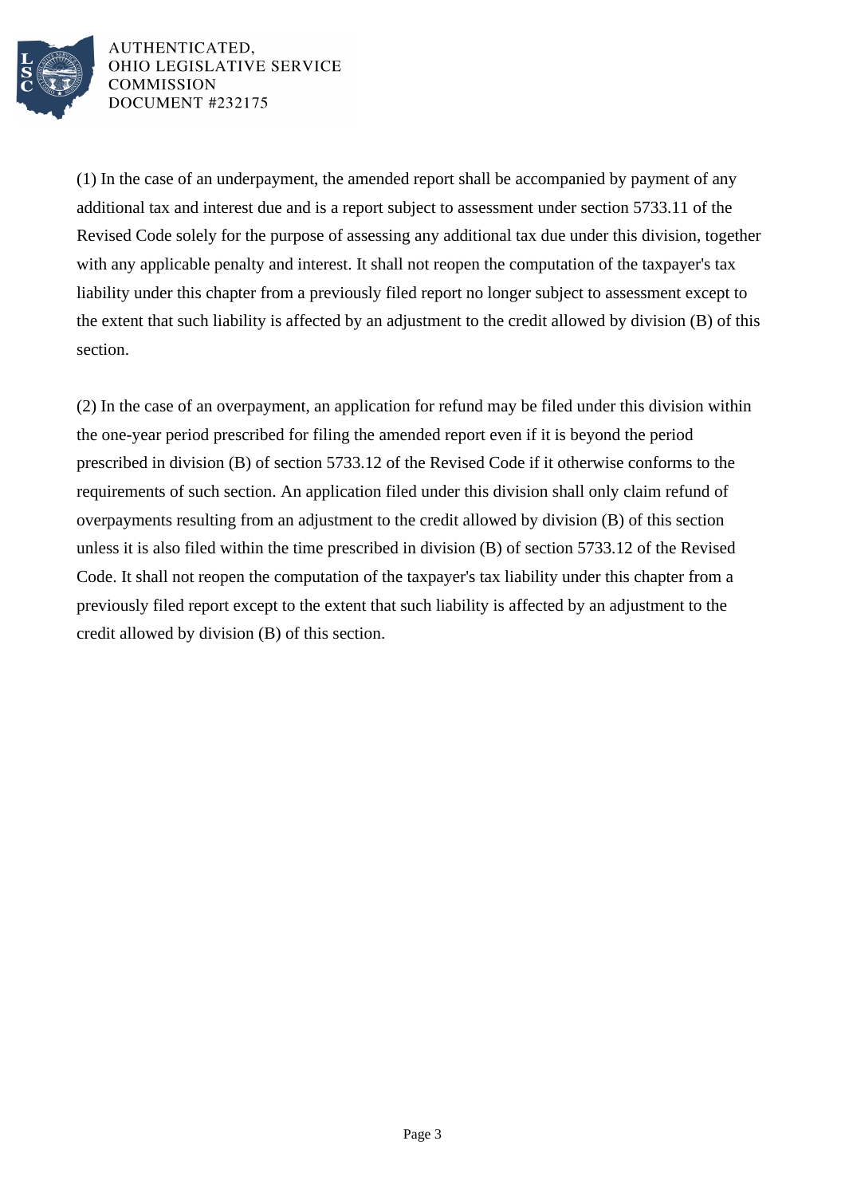(1) In the case of an underpayment, the amended report shall be accompanied by payment of any additional tax and interest due and is a report subject to assessment under section 5733.11 of the Revised Code solely for the purpose of assessing any additional tax due under this division, together with any applicable penalty and interest. It shall not reopen the computation of the taxpayer's tax liability under this chapter from a previously filed report no longer subject to assessment except to the extent that such liability is affected by an adjustment to the credit allowed by division (B) of this section.

(2) In the case of an overpayment, an application for refund may be filed under this division within the one-year period prescribed for filing the amended report even if it is beyond the period prescribed in division (B) of section 5733.12 of the Revised Code if it otherwise conforms to the requirements of such section. An application filed under this division shall only claim refund of overpayments resulting from an adjustment to the credit allowed by division (B) of this section unless it is also filed within the time prescribed in division (B) of section 5733.12 of the Revised Code. It shall not reopen the computation of the taxpayer's tax liability under this chapter from a previously filed report except to the extent that such liability is affected by an adjustment to the credit allowed by division (B) of this section.